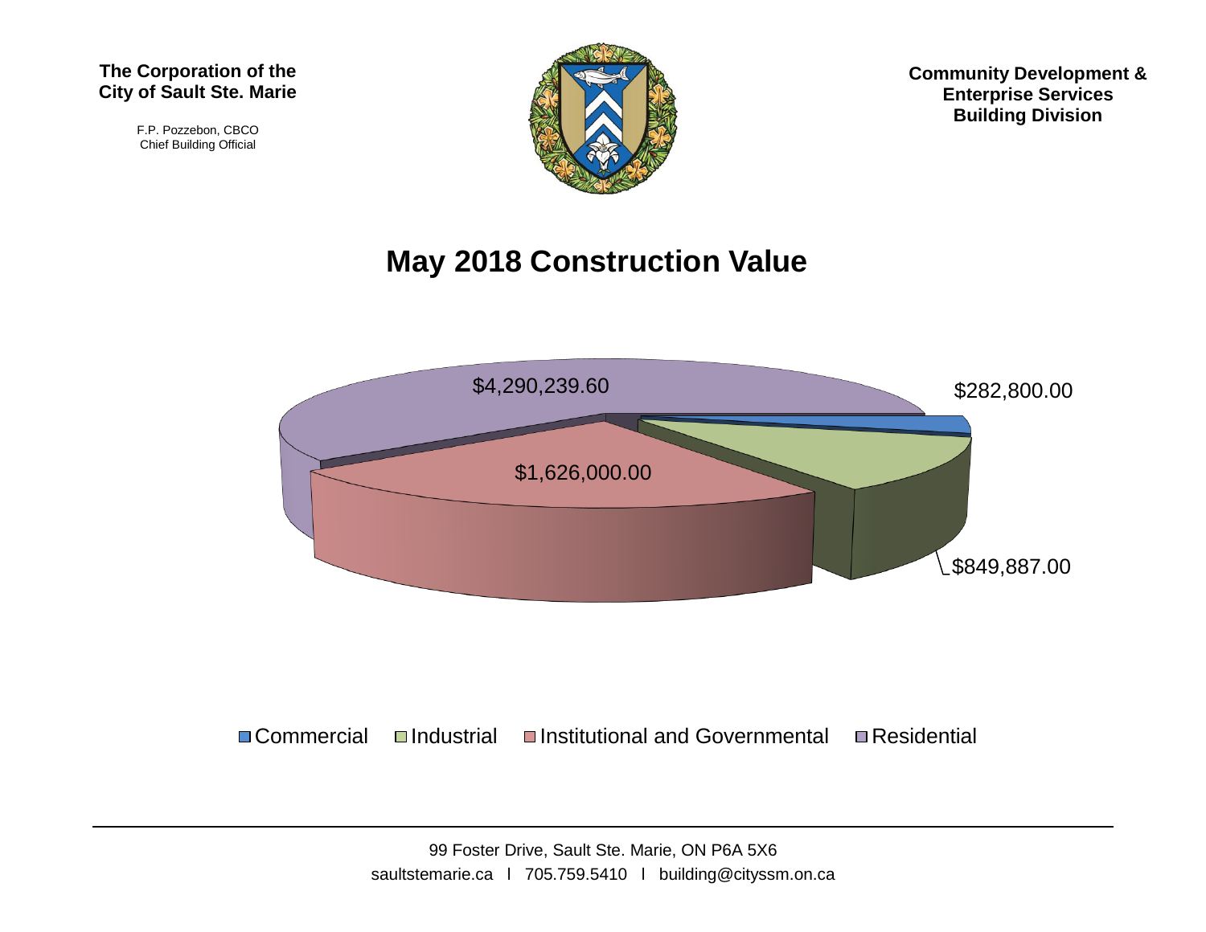**The Corporation of the City of Sault Ste. Marie**

F.P. Pozzebon, CBCO
Chief Building Official

**Community Development & Enterprise Services Building Division**

# May 2018 Construction Value

$4,290,239.60

$282,800.00

$1,626,000.00

$849,887.00

Commercial   Industrial   Institutional and Governmental   Residential

99 Foster Drive, Sault Ste. Marie, ON P6A 5X6
saultstemarie.ca l 705.759.5410 l building@cityssm.on.ca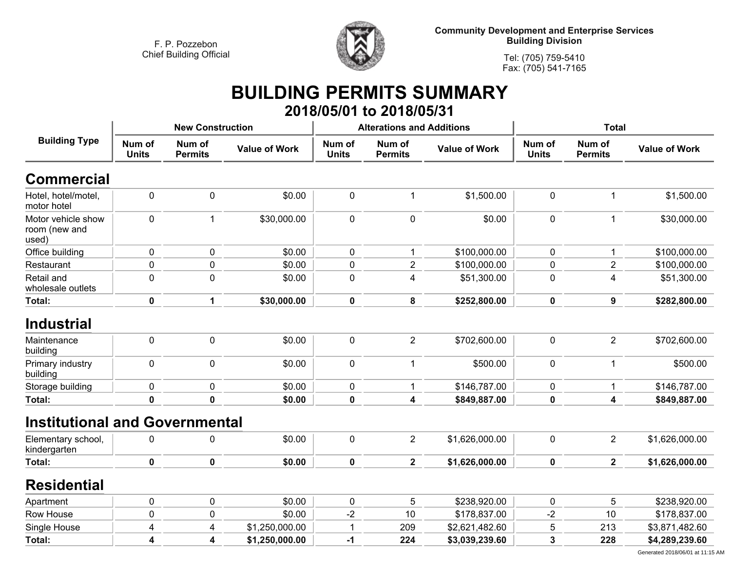F. P. Pozzebon
Chief Building Official

**Community Development and Enterprise Services**
**Building Division**

Tel: (705) 759-5410
Fax: (705) 541-7165

# BUILDING PERMITS SUMMARY

## 2018/05/01 to 2018/05/31

| Building Type | New Construction | | | Alterations and Additions | | | Total | | |
|---|---|---|---|---|---|---|---|---|---|
| | Num of Units | Num of Permits | Value of Work | Num of Units | Num of Permits | Value of Work | Num of Units | Num of Permits | Value of Work |
| **Commercial** | | | | | | | | | |
| Hotel, hotel/motel, motor hotel | 0 | 0 | $0.00 | 0 | 1 | $1,500.00 | 0 | 1 | $1,500.00 |
| Motor vehicle show room (new and used) | 0 | 1 | $30,000.00 | 0 | 0 | $0.00 | 0 | 1 | $30,000.00 |
| Office building | 0 | 0 | $0.00 | 0 | 1 | $100,000.00 | 0 | 1 | $100,000.00 |
| Restaurant | 0 | 0 | $0.00 | 0 | 2 | $100,000.00 | 0 | 2 | $100,000.00 |
| Retail and wholesale outlets | 0 | 0 | $0.00 | 0 | 4 | $51,300.00 | 0 | 4 | $51,300.00 |
| **Total:** | **0** | **1** | **$30,000.00** | **0** | **8** | **$252,800.00** | **0** | **9** | **$282,800.00** |
| **Industrial** | | | | | | | | | |
| Maintenance building | 0 | 0 | $0.00 | 0 | 2 | $702,600.00 | 0 | 2 | $702,600.00 |
| Primary industry building | 0 | 0 | $0.00 | 0 | 1 | $500.00 | 0 | 1 | $500.00 |
| Storage building | 0 | 0 | $0.00 | 0 | 1 | $146,787.00 | 0 | 1 | $146,787.00 |
| **Total:** | **0** | **0** | **$0.00** | **0** | **4** | **$849,887.00** | **0** | **4** | **$849,887.00** |
| **Institutional and Governmental** | | | | | | | | | |
| Elementary school, kindergarten | 0 | 0 | $0.00 | 0 | 2 | $1,626,000.00 | 0 | 2 | $1,626,000.00 |
| **Total:** | **0** | **0** | **$0.00** | **0** | **2** | **$1,626,000.00** | **0** | **2** | **$1,626,000.00** |
| **Residential** | | | | | | | | | |
| Apartment | 0 | 0 | $0.00 | 0 | 5 | $238,920.00 | 0 | 5 | $238,920.00 |
| Row House | 0 | 0 | $0.00 | -2 | 10 | $178,837.00 | -2 | 10 | $178,837.00 |
| Single House | 4 | 4 | $1,250,000.00 | 1 | 209 | $2,621,482.60 | 5 | 213 | $3,871,482.60 |
| **Total:** | **4** | **4** | **$1,250,000.00** | **-1** | **224** | **$3,039,239.60** | **3** | **228** | **$4,289,239.60** |

Generated 2018/06/01 at 11:15 AM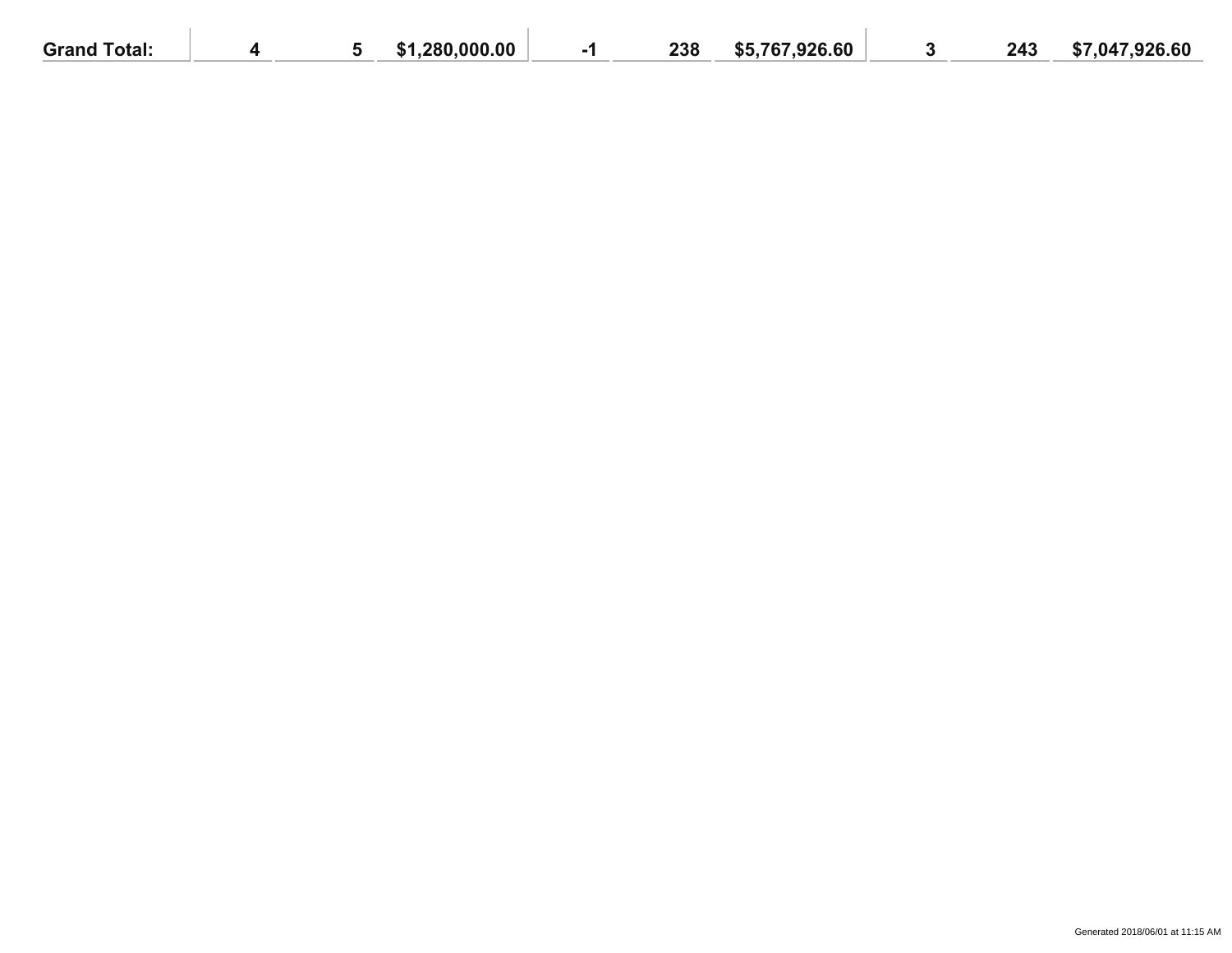| Grand Total: | 4 | 5 | $1,280,000.00 | -1 | 238 | $5,767,926.60 | 3 | 243 | $7,047,926.60 |
|---|---|---|---|---|---|---|---|---|---|

Generated 2018/06/01 at 11:15 AM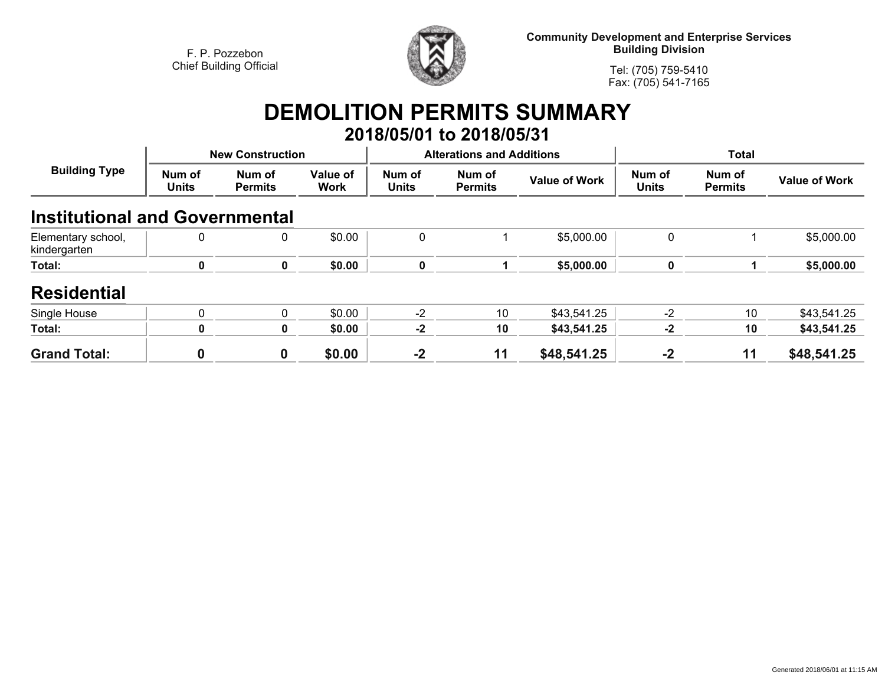F. P. Pozzebon
Chief Building Official

**Community Development and Enterprise Services**
**Building Division**

Tel: (705) 759-5410
Fax: (705) 541-7165

# DEMOLITION PERMITS SUMMARY

## 2018/05/01 to 2018/05/31

| Building Type | New Construction | | | Alterations and Additions | | | Total | | |
|---|---|---|---|---|---|---|---|---|---|
| | Num of Units | Num of Permits | Value of Work | Num of Units | Num of Permits | Value of Work | Num of Units | Num of Permits | Value of Work |
| **Institutional and Governmental** | | | | | | | | | |
| Elementary school, kindergarten | 0 | 0 | $0.00 | 0 | 1 | $5,000.00 | 0 | 1 | $5,000.00 |
| **Total:** | **0** | **0** | **$0.00** | **0** | **1** | **$5,000.00** | **0** | **1** | **$5,000.00** |
| **Residential** | | | | | | | | | |
| Single House | 0 | 0 | $0.00 | -2 | 10 | $43,541.25 | -2 | 10 | $43,541.25 |
| **Total:** | **0** | **0** | **$0.00** | **-2** | **10** | **$43,541.25** | **-2** | **10** | **$43,541.25** |
| **Grand Total:** | **0** | **0** | **$0.00** | **-2** | **11** | **$48,541.25** | **-2** | **11** | **$48,541.25** |

Generated 2018/06/01 at 11:15 AM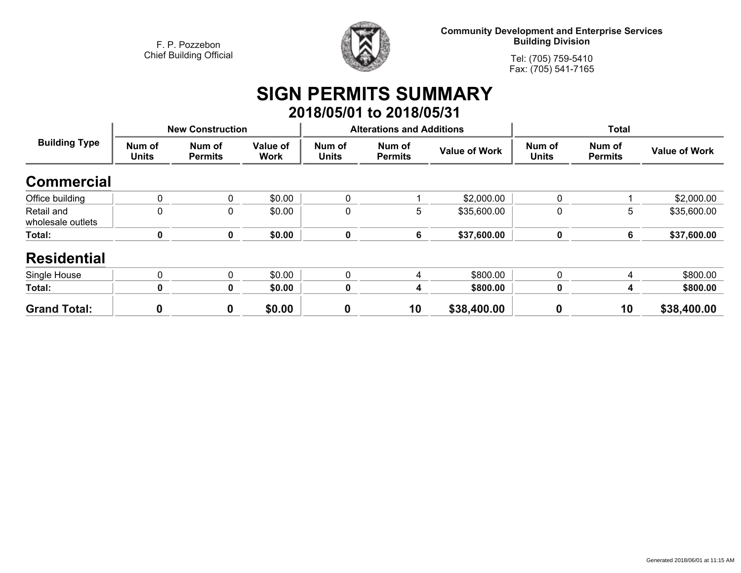F. P. Pozzebon
Chief Building Official

**Community Development and Enterprise Services**
**Building Division**

Tel: (705) 759-5410
Fax: (705) 541-7165

# SIGN PERMITS SUMMARY

## 2018/05/01 to 2018/05/31

| Building Type | New Construction | | | Alterations and Additions | | | Total | | |
|---|---|---|---|---|---|---|---|---|---|
| | Num of Units | Num of Permits | Value of Work | Num of Units | Num of Permits | Value of Work | Num of Units | Num of Permits | Value of Work |
| **Commercial** | | | | | | | | | |
| Office building | 0 | 0 | $0.00 | 0 | 1 | $2,000.00 | 0 | 1 | $2,000.00 |
| Retail and wholesale outlets | 0 | 0 | $0.00 | 0 | 5 | $35,600.00 | 0 | 5 | $35,600.00 |
| **Total:** | **0** | **0** | **$0.00** | **0** | **6** | **$37,600.00** | **0** | **6** | **$37,600.00** |
| **Residential** | | | | | | | | | |
| Single House | 0 | 0 | $0.00 | 0 | 4 | $800.00 | 0 | 4 | $800.00 |
| **Total:** | **0** | **0** | **$0.00** | **0** | **4** | **$800.00** | **0** | **4** | **$800.00** |
| **Grand Total:** | **0** | **0** | **$0.00** | **0** | **10** | **$38,400.00** | **0** | **10** | **$38,400.00** |

Generated 2018/06/01 at 11:15 AM